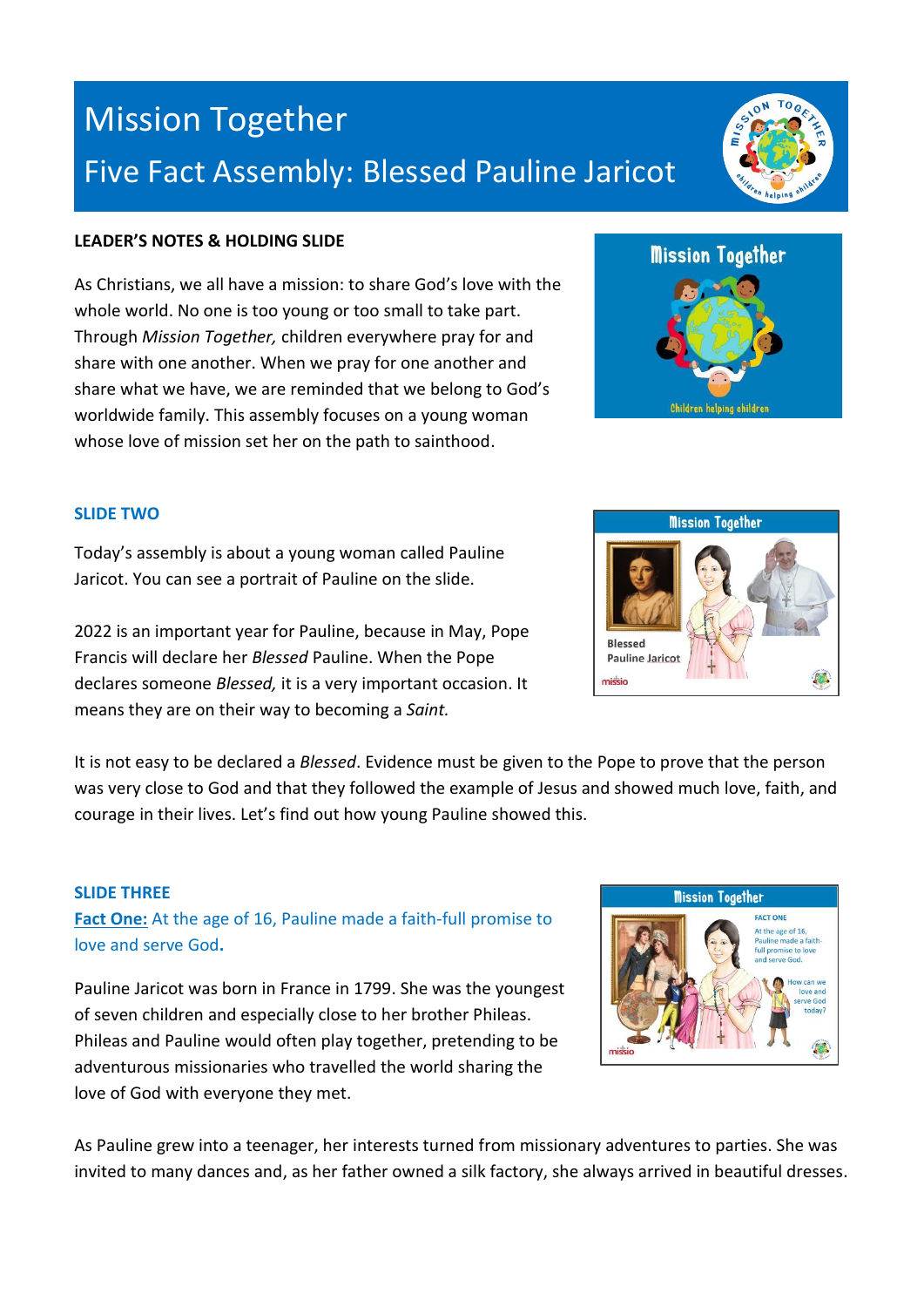# Mission Together

## Five Fact Assembly: Blessed Pauline Jaricot

**LEADER'S NOTES & HOLDING SLIDE**

As Christians, we all have a mission: to share God's love with the whole world. No one is too young or too small to take part. Through *Mission Together,* children everywhere pray for and share with one another. When we pray for one another and share what we have, we are reminded that we belong to God's worldwide family. This assembly focuses on a young woman whose love of mission set her on the path to sainthood.

### SLIDE TWO

Today's assembly is about a young woman called Pauline Jaricot. You can see a portrait of Pauline on the slide.

2022 is an important year for Pauline, because in May, Pope Francis will declare her *Blessed* Pauline. When the Pope declares someone *Blessed,* it is a very important occasion. It means they are on their way to becoming a *Saint.*

It is not easy to be declared a *Blessed*. Evidence must be given to the Pope to prove that the person was very close to God and that they followed the example of Jesus and showed much love, faith, and courage in their lives. Let's find out how young Pauline showed this.

### SLIDE THREE

**Fact One:** At the age of 16, Pauline made a faith-full promise to love and serve God**.**

Pauline Jaricot was born in France in 1799. She was the youngest of seven children and especially close to her brother Phileas. Phileas and Pauline would often play together, pretending to be adventurous missionaries who travelled the world sharing the love of God with everyone they met.

As Pauline grew into a teenager, her interests turned from missionary adventures to parties. She was invited to many dances and, as her father owned a silk factory, she always arrived in beautiful dresses.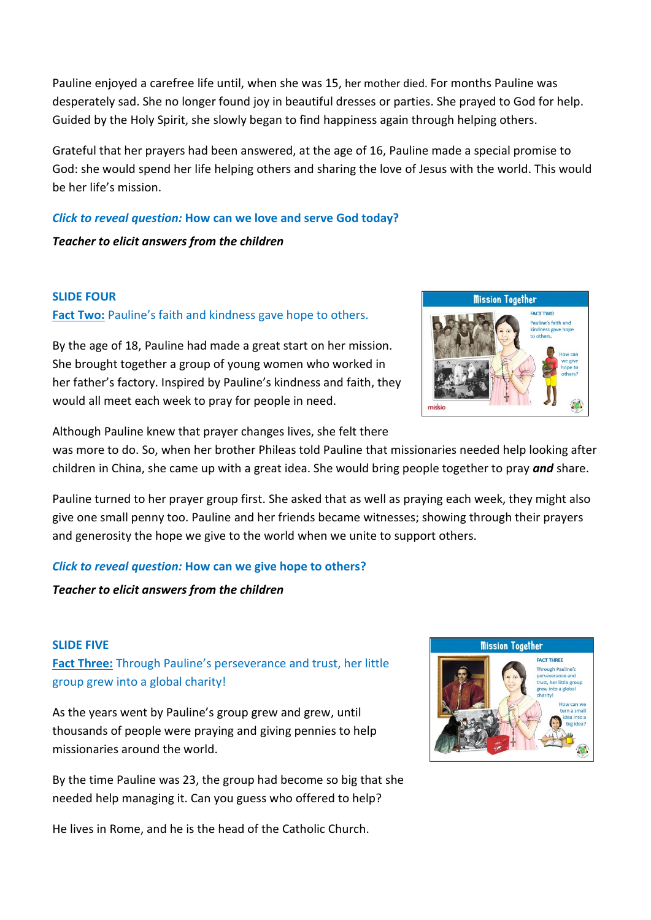Pauline enjoyed a carefree life until, when she was 15, her mother died. For months Pauline was desperately sad. She no longer found joy in beautiful dresses or parties. She prayed to God for help. Guided by the Holy Spirit, she slowly began to find happiness again through helping others.

Grateful that her prayers had been answered, at the age of 16, Pauline made a special promise to God: she would spend her life helping others and sharing the love of Jesus with the world. This would be her life's mission.

***Click to reveal question:*** **How can we love and serve God today?**

***Teacher to elicit answers from the children***

**SLIDE FOUR**

**Fact Two:** Pauline's faith and kindness gave hope to others.

By the age of 18, Pauline had made a great start on her mission. She brought together a group of young women who worked in her father's factory. Inspired by Pauline's kindness and faith, they would all meet each week to pray for people in need.

Although Pauline knew that prayer changes lives, she felt there was more to do. So, when her brother Phileas told Pauline that missionaries needed help looking after children in China, she came up with a great idea. She would bring people together to pray ***and*** share.

Pauline turned to her prayer group first. She asked that as well as praying each week, they might also give one small penny too. Pauline and her friends became witnesses; showing through their prayers and generosity the hope we give to the world when we unite to support others.

***Click to reveal question:*** **How can we give hope to others?**

***Teacher to elicit answers from the children***

**SLIDE FIVE**

**Fact Three:** Through Pauline's perseverance and trust, her little group grew into a global charity!

As the years went by Pauline's group grew and grew, until thousands of people were praying and giving pennies to help missionaries around the world.

By the time Pauline was 23, the group had become so big that she needed help managing it. Can you guess who offered to help?

He lives in Rome, and he is the head of the Catholic Church.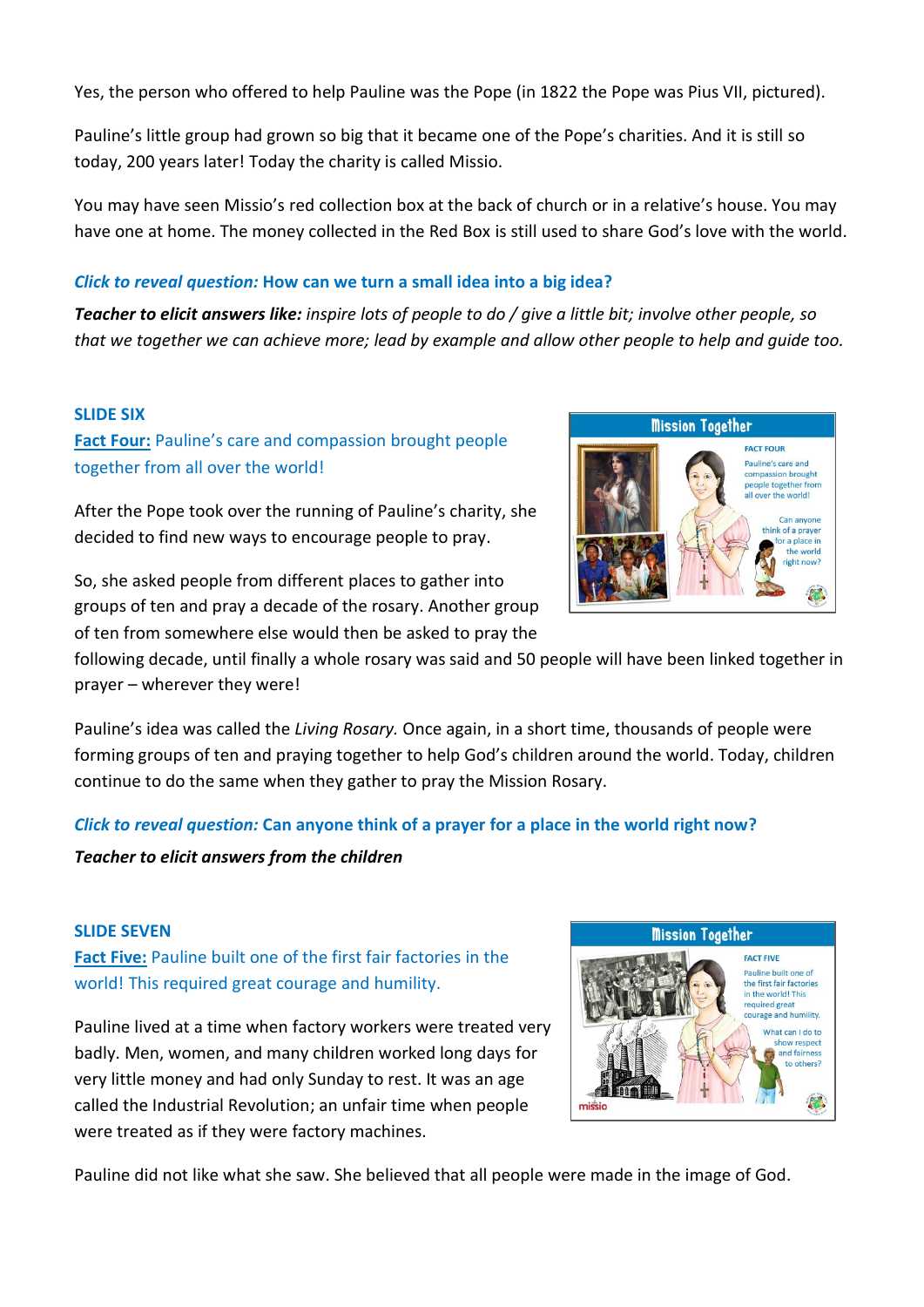Yes, the person who offered to help Pauline was the Pope (in 1822 the Pope was Pius VII, pictured).

Pauline's little group had grown so big that it became one of the Pope's charities. And it is still so today, 200 years later! Today the charity is called Missio.

You may have seen Missio's red collection box at the back of church or in a relative's house. You may have one at home. The money collected in the Red Box is still used to share God's love with the world.

***Click to reveal question:*** **How can we turn a small idea into a big idea?**

***Teacher to elicit answers like:*** *inspire lots of people to do / give a little bit; involve other people, so that we together we can achieve more; lead by example and allow other people to help and guide too.*

**SLIDE SIX**

**Fact Four:** Pauline's care and compassion brought people together from all over the world!

After the Pope took over the running of Pauline's charity, she decided to find new ways to encourage people to pray.

So, she asked people from different places to gather into groups of ten and pray a decade of the rosary. Another group of ten from somewhere else would then be asked to pray the following decade, until finally a whole rosary was said and 50 people will have been linked together in prayer – wherever they were!

Pauline's idea was called the *Living Rosary.* Once again, in a short time, thousands of people were forming groups of ten and praying together to help God's children around the world. Today, children continue to do the same when they gather to pray the Mission Rosary.

***Click to reveal question:*** **Can anyone think of a prayer for a place in the world right now?**

***Teacher to elicit answers from the children***

**SLIDE SEVEN**

**Fact Five:** Pauline built one of the first fair factories in the world! This required great courage and humility.

Pauline lived at a time when factory workers were treated very badly. Men, women, and many children worked long days for very little money and had only Sunday to rest. It was an age called the Industrial Revolution; an unfair time when people were treated as if they were factory machines.

Pauline did not like what she saw. She believed that all people were made in the image of God.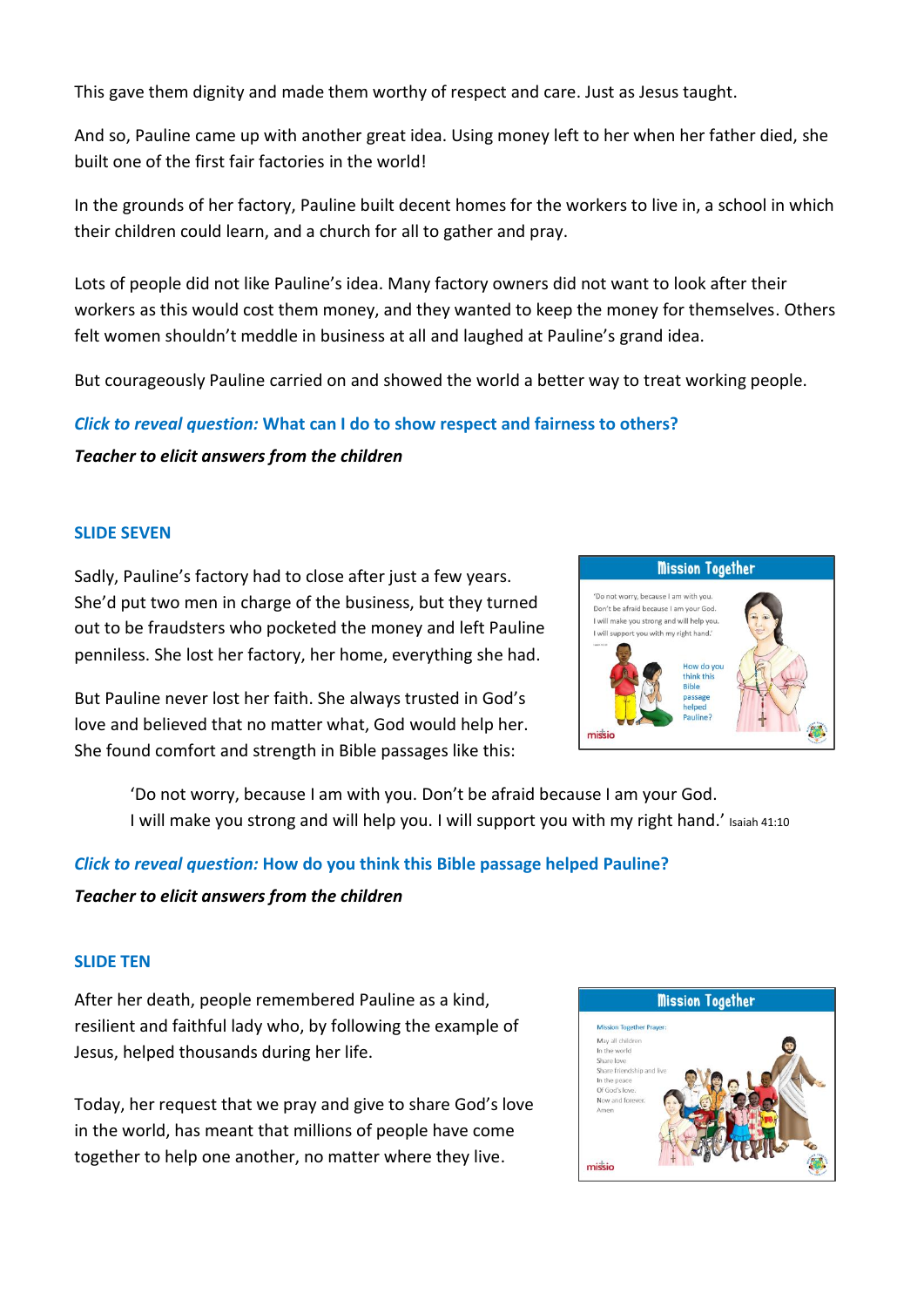This gave them dignity and made them worthy of respect and care. Just as Jesus taught.

And so, Pauline came up with another great idea. Using money left to her when her father died, she built one of the first fair factories in the world!

In the grounds of her factory, Pauline built decent homes for the workers to live in, a school in which their children could learn, and a church for all to gather and pray.

Lots of people did not like Pauline's idea. Many factory owners did not want to look after their workers as this would cost them money, and they wanted to keep the money for themselves. Others felt women shouldn't meddle in business at all and laughed at Pauline's grand idea.

But courageously Pauline carried on and showed the world a better way to treat working people.

***Click to reveal question:*** **What can I do to show respect and fairness to others?**

***Teacher to elicit answers from the children***

### SLIDE SEVEN

Sadly, Pauline's factory had to close after just a few years. She'd put two men in charge of the business, but they turned out to be fraudsters who pocketed the money and left Pauline penniless. She lost her factory, her home, everything she had.

But Pauline never lost her faith. She always trusted in God's love and believed that no matter what, God would help her. She found comfort and strength in Bible passages like this:

> 'Do not worry, because I am with you. Don't be afraid because I am your God. I will make you strong and will help you. I will support you with my right hand.' Isaiah 41:10

***Click to reveal question:*** **How do you think this Bible passage helped Pauline?**

***Teacher to elicit answers from the children***

### SLIDE TEN

After her death, people remembered Pauline as a kind, resilient and faithful lady who, by following the example of Jesus, helped thousands during her life.

Today, her request that we pray and give to share God's love in the world, has meant that millions of people have come together to help one another, no matter where they live.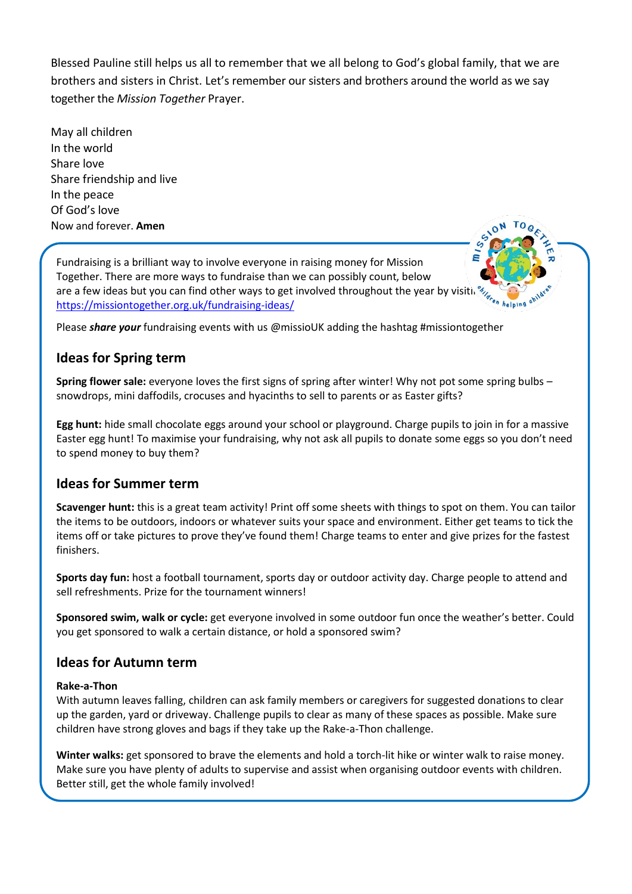Blessed Pauline still helps us all to remember that we all belong to God's global family, that we are brothers and sisters in Christ. Let's remember our sisters and brothers around the world as we say together the *Mission Together* Prayer.

May all children  
In the world  
Share love  
Share friendship and live  
In the peace  
Of God's love  
Now and forever. **Amen**

Fundraising is a brilliant way to involve everyone in raising money for Mission Together. There are more ways to fundraise than we can possibly count, below are a few ideas but you can find other ways to get involved throughout the year by visiting https://missiontogether.org.uk/fundraising-ideas/

Please ***share your*** fundraising events with us @missioUK adding the hashtag #missiontogether

## Ideas for Spring term

**Spring flower sale:** everyone loves the first signs of spring after winter! Why not pot some spring bulbs – snowdrops, mini daffodils, crocuses and hyacinths to sell to parents or as Easter gifts?

**Egg hunt:** hide small chocolate eggs around your school or playground. Charge pupils to join in for a massive Easter egg hunt! To maximise your fundraising, why not ask all pupils to donate some eggs so you don't need to spend money to buy them?

## Ideas for Summer term

**Scavenger hunt:** this is a great team activity! Print off some sheets with things to spot on them. You can tailor the items to be outdoors, indoors or whatever suits your space and environment. Either get teams to tick the items off or take pictures to prove they've found them! Charge teams to enter and give prizes for the fastest finishers.

**Sports day fun:** host a football tournament, sports day or outdoor activity day. Charge people to attend and sell refreshments. Prize for the tournament winners!

**Sponsored swim, walk or cycle:** get everyone involved in some outdoor fun once the weather's better. Could you get sponsored to walk a certain distance, or hold a sponsored swim?

## Ideas for Autumn term

**Rake-a-Thon**  
With autumn leaves falling, children can ask family members or caregivers for suggested donations to clear up the garden, yard or driveway. Challenge pupils to clear as many of these spaces as possible. Make sure children have strong gloves and bags if they take up the Rake-a-Thon challenge.

**Winter walks:** get sponsored to brave the elements and hold a torch-lit hike or winter walk to raise money. Make sure you have plenty of adults to supervise and assist when organising outdoor events with children. Better still, get the whole family involved!